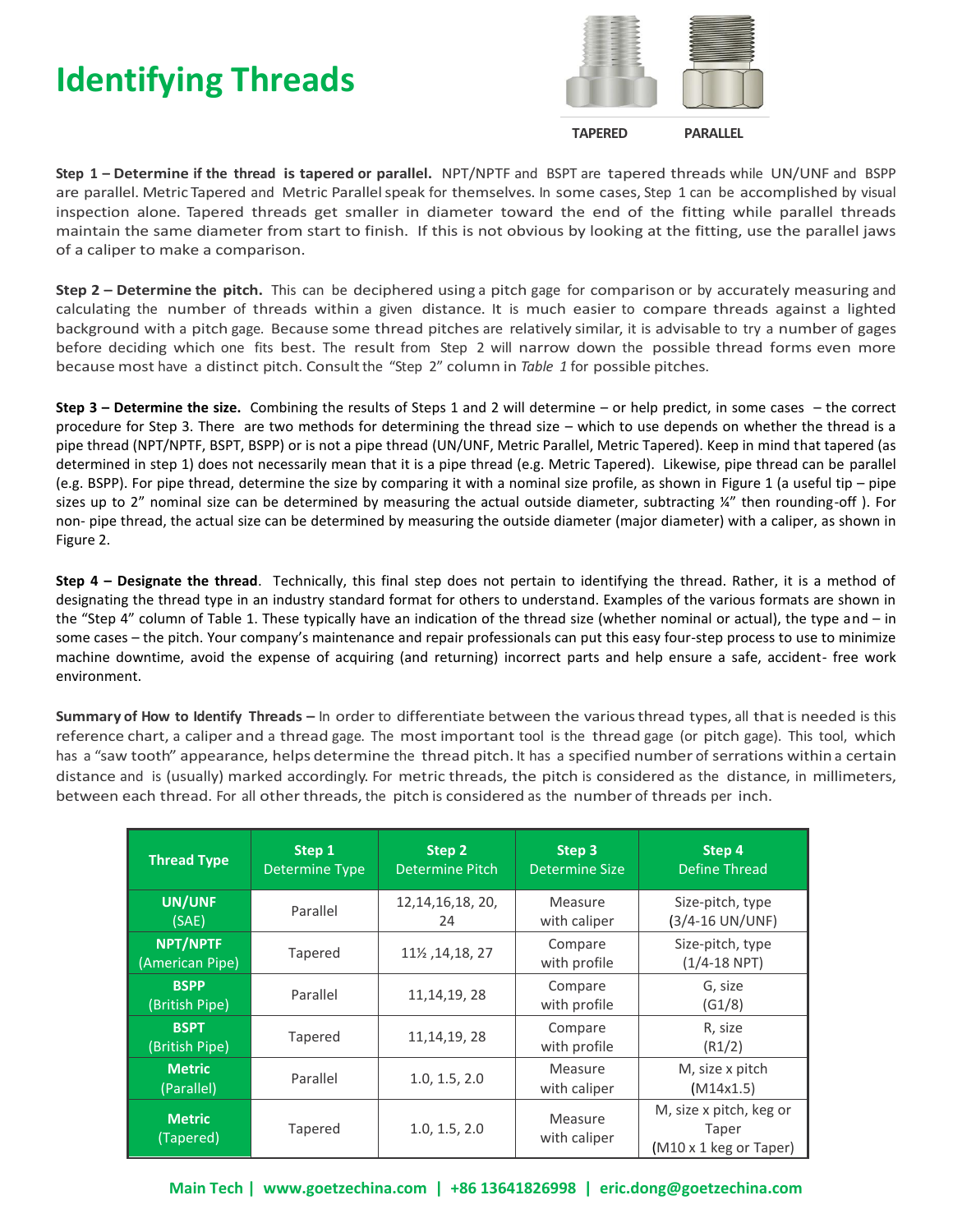# Identifying Threads

TAPERED PARALLEL

**Step 1 – Determine if the thread is tapered or parallel.** NPT/NPTF and BSPT are tapered threads while UN/UNF and BSPP are parallel. Metric Tapered and Metric Parallel speak for themselves. In some cases, Step 1 can be accomplished by visual inspection alone. Tapered threads get smaller in diameter toward the end of the fitting while parallel threads maintain the same diameter from start to finish. If this is not obvious by looking at the fitting, use the parallel jaws of a caliper to make a comparison.

**Step 2 – Determine the pitch.** This can be deciphered using a pitch gage for comparison or by accurately measuring and calculating the number of threads within a given distance. It is much easier to compare threads against a lighted background with a pitch gage. Because some thread pitches are relatively similar, it is advisable to try a number of gages before deciding which one fits best. The result from Step 2 will narrow down the possible thread forms even more because most have a distinct pitch. Consult the "Step 2" column in *Table 1* for possible pitches.

**Step 3 – Determine the size.** Combining the results of Steps 1 and 2 will determine – or help predict, in some cases – the correct procedure for Step 3. There are two methods for determining the thread size – which to use depends on whether the thread is a pipe thread (NPT/NPTF, BSPT, BSPP) or is not a pipe thread (UN/UNF, Metric Parallel, Metric Tapered). Keep in mind that tapered (as determined in step 1) does not necessarily mean that it is a pipe thread (e.g. Metric Tapered). Likewise, pipe thread can be parallel (e.g. BSPP). For pipe thread, determine the size by comparing it with a nominal size profile, as shown in Figure 1 (a useful tip – pipe sizes up to 2" nominal size can be determined by measuring the actual outside diameter, subtracting ¼" then rounding-off ). For non- pipe thread, the actual size can be determined by measuring the outside diameter (major diameter) with a caliper, as shown in Figure 2.

**Step 4 – Designate the thread**. Technically, this final step does not pertain to identifying the thread. Rather, it is a method of designating the thread type in an industry standard format for others to understand. Examples of the various formats are shown in the "Step 4" column of Table 1. These typically have an indication of the thread size (whether nominal or actual), the type and – in some cases – the pitch. Your company's maintenance and repair professionals can put this easy four-step process to use to minimize machine downtime, avoid the expense of acquiring (and returning) incorrect parts and help ensure a safe, accident- free work environment.

**Summary of How to Identify Threads –** In order to differentiate between the various thread types, all that is needed is this reference chart, a caliper and a thread gage. The most important tool is the thread gage (or pitch gage). This tool, which has a "saw tooth" appearance, helps determine the thread pitch. It has a specified number of serrations within a certain distance and is (usually) marked accordingly. For metric threads, the pitch is considered as the distance, in millimeters, between each thread. For all other threads, the pitch is considered as the number of threads per inch.

| Thread Type | Step 1 Determine Type | Step 2 Determine Pitch | Step 3 Determine Size | Step 4 Define Thread |
|---|---|---|---|---|
| **UN/UNF** (SAE) | Parallel | 12,14,16,18, 20, 24 | Measure with caliper | Size-pitch, type (3/4-16 UN/UNF) |
| **NPT/NPTF** (American Pipe) | Tapered | 11½ ,14,18, 27 | Compare with profile | Size-pitch, type (1/4-18 NPT) |
| **BSPP** (British Pipe) | Parallel | 11,14,19, 28 | Compare with profile | G, size (G1/8) |
| **BSPT** (British Pipe) | Tapered | 11,14,19, 28 | Compare with profile | R, size (R1/2) |
| **Metric** (Parallel) | Parallel | 1.0, 1.5, 2.0 | Measure with caliper | M, size x pitch (M14x1.5) |
| **Metric** (Tapered) | Tapered | 1.0, 1.5, 2.0 | Measure with caliper | M, size x pitch, keg or Taper (M10 x 1 keg or Taper) |

Main Tech | www.goetzechina.com | +86 13641826998 | eric.dong@goetzechina.com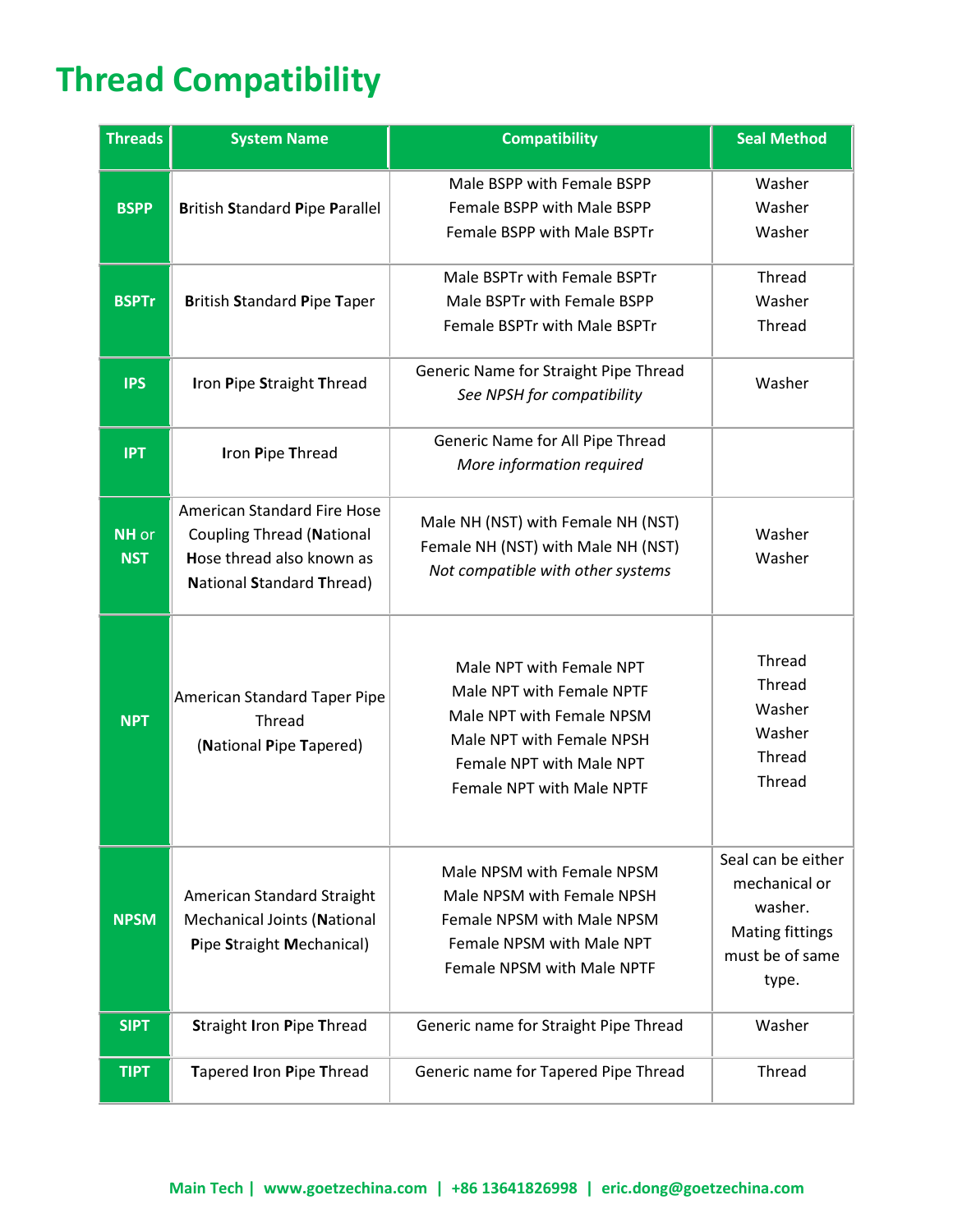# Thread Compatibility

| Threads | System Name | Compatibility | Seal Method |
|---|---|---|---|
| **BSPP** | **B**ritish **S**tandard **P**ipe **P**arallel | Male BSPP with Female BSPP<br>Female BSPP with Male BSPP<br>Female BSPP with Male BSPTr | Washer<br>Washer<br>Washer |
| **BSPTr** | **B**ritish **S**tandard **P**ipe **T**aper | Male BSPTr with Female BSPTr<br>Male BSPTr with Female BSPP<br>Female BSPTr with Male BSPTr | Thread<br>Washer<br>Thread |
| **IPS** | **I**ron **P**ipe **S**traight **T**hread | Generic Name for Straight Pipe Thread<br>*See NPSH for compatibility* | Washer |
| **IPT** | **I**ron **P**ipe **T**hread | Generic Name for All Pipe Thread<br>*More information required* | |
| **NH** or **NST** | American Standard Fire Hose Coupling Thread (**N**ational **H**ose thread also known as **N**ational **S**tandard **T**hread) | Male NH (NST) with Female NH (NST)<br>Female NH (NST) with Male NH (NST)<br>*Not compatible with other systems* | Washer<br>Washer |
| **NPT** | American Standard Taper Pipe Thread (**N**ational **P**ipe **T**apered) | Male NPT with Female NPT<br>Male NPT with Female NPTF<br>Male NPT with Female NPSM<br>Male NPT with Female NPSH<br>Female NPT with Male NPT<br>Female NPT with Male NPTF | Thread<br>Thread<br>Washer<br>Washer<br>Thread<br>Thread |
| **NPSM** | American Standard Straight Mechanical Joints (**N**ational **P**ipe **S**traight **M**echanical) | Male NPSM with Female NPSM<br>Male NPSM with Female NPSH<br>Female NPSM with Male NPSM<br>Female NPSM with Male NPT<br>Female NPSM with Male NPTF | Seal can be either mechanical or washer. Mating fittings must be of same type. |
| **SIPT** | **S**traight **I**ron **P**ipe **T**hread | Generic name for Straight Pipe Thread | Washer |
| **TIPT** | **T**apered **I**ron **P**ipe **T**hread | Generic name for Tapered Pipe Thread | Thread |

Main Tech | www.goetzechina.com | +86 13641826998 | eric.dong@goetzechina.com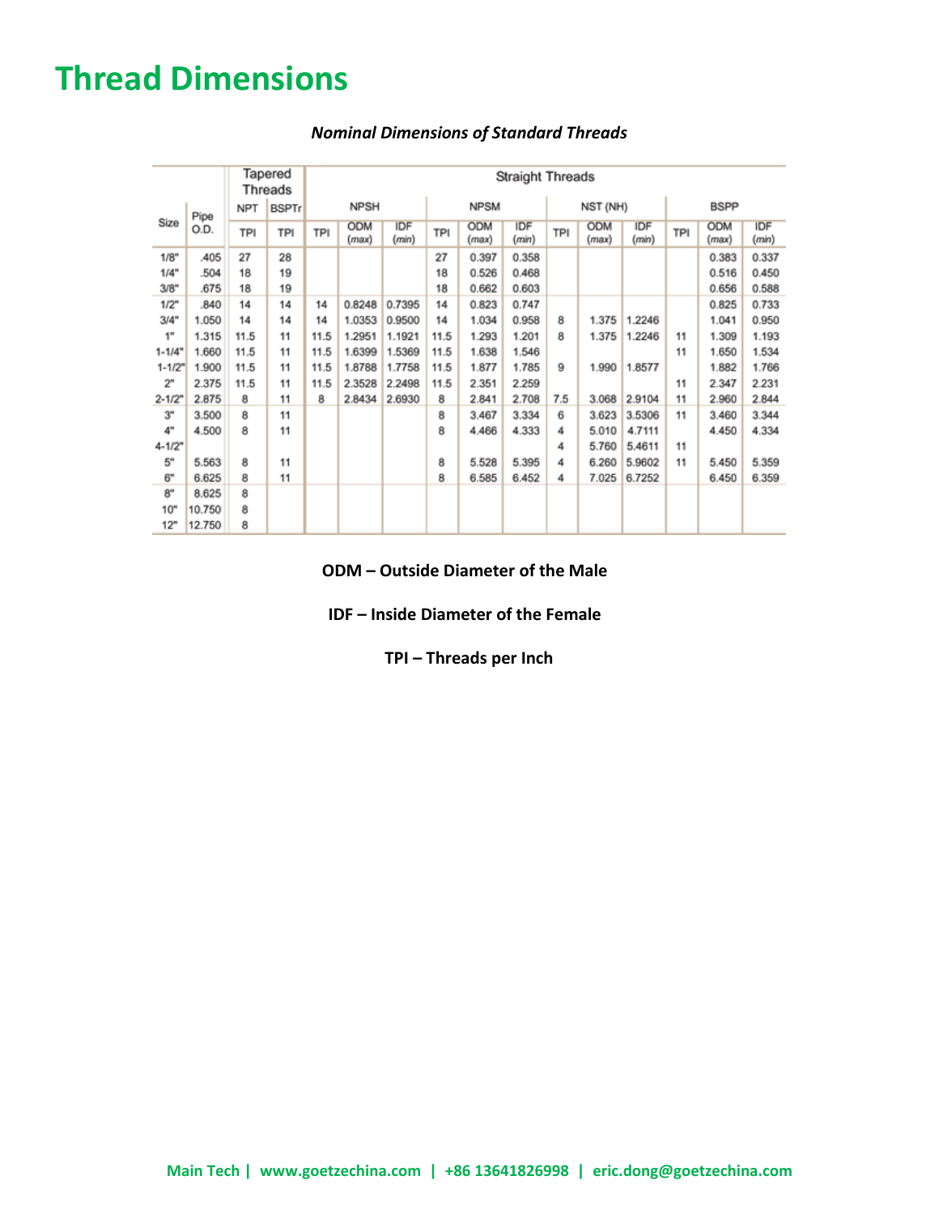# Thread Dimensions

***Nominal Dimensions of Standard Threads***

| Size | Pipe O.D. | Tapered Threads | | Straight Threads | | | | | | | | | | | |
|---|---|---|---|---|---|---|---|---|---|---|---|---|---|---|---|
| | | NPT | BSPTr | NPSH | | | NPSM | | | NST (NH) | | | BSPP | | |
| | | TPI | TPI | TPI | ODM *(max)* | IDF *(min)* | TPI | ODM *(max)* | IDF *(min)* | TPI | ODM *(max)* | IDF *(min)* | TPI | ODM *(max)* | IDF *(min)* |
| 1/8" | .405 | 27 | 28 | | | | 27 | 0.397 | 0.358 | | | | | 0.383 | 0.337 |
| 1/4" | .504 | 18 | 19 | | | | 18 | 0.526 | 0.468 | | | | | 0.516 | 0.450 |
| 3/8" | .675 | 18 | 19 | | | | 18 | 0.662 | 0.603 | | | | | 0.656 | 0.588 |
| 1/2" | .840 | 14 | 14 | 14 | 0.8248 | 0.7395 | 14 | 0.823 | 0.747 | | | | | 0.825 | 0.733 |
| 3/4" | 1.050 | 14 | 14 | 14 | 1.0353 | 0.9500 | 14 | 1.034 | 0.958 | 8 | 1.375 | 1.2246 | | 1.041 | 0.950 |
| 1" | 1.315 | 11.5 | 11 | 11.5 | 1.2951 | 1.1921 | 11.5 | 1.293 | 1.201 | 8 | 1.375 | 1.2246 | 11 | 1.309 | 1.193 |
| 1-1/4" | 1.660 | 11.5 | 11 | 11.5 | 1.6399 | 1.5369 | 11.5 | 1.638 | 1.546 | | | | 11 | 1.650 | 1.534 |
| 1-1/2" | 1.900 | 11.5 | 11 | 11.5 | 1.8788 | 1.7758 | 11.5 | 1.877 | 1.785 | 9 | 1.990 | 1.8577 | | 1.882 | 1.766 |
| 2" | 2.375 | 11.5 | 11 | 11.5 | 2.3528 | 2.2498 | 11.5 | 2.351 | 2.259 | | | | 11 | 2.347 | 2.231 |
| 2-1/2" | 2.875 | 8 | 11 | 8 | 2.8434 | 2.6930 | 8 | 2.841 | 2.708 | 7.5 | 3.068 | 2.9104 | 11 | 2.960 | 2.844 |
| 3" | 3.500 | 8 | 11 | | | | 8 | 3.467 | 3.334 | 6 | 3.623 | 3.5306 | 11 | 3.460 | 3.344 |
| 4" | 4.500 | 8 | 11 | | | | 8 | 4.466 | 4.333 | 4 | 5.010 | 4.7111 | | 4.450 | 4.334 |
| 4-1/2" | | | | | | | | | | 4 | 5.760 | 5.4611 | 11 | | |
| 5" | 5.563 | 8 | 11 | | | | 8 | 5.528 | 5.395 | 4 | 6.260 | 5.9602 | 11 | 5.450 | 5.359 |
| 6" | 6.625 | 8 | 11 | | | | 8 | 6.585 | 6.452 | 4 | 7.025 | 6.7252 | | 6.450 | 6.359 |
| 8" | 8.625 | 8 | | | | | | | | | | | | | |
| 10" | 10.750 | 8 | | | | | | | | | | | | | |
| 12" | 12.750 | 8 | | | | | | | | | | | | | |

**ODM – Outside Diameter of the Male**

**IDF – Inside Diameter of the Female**

**TPI – Threads per Inch**